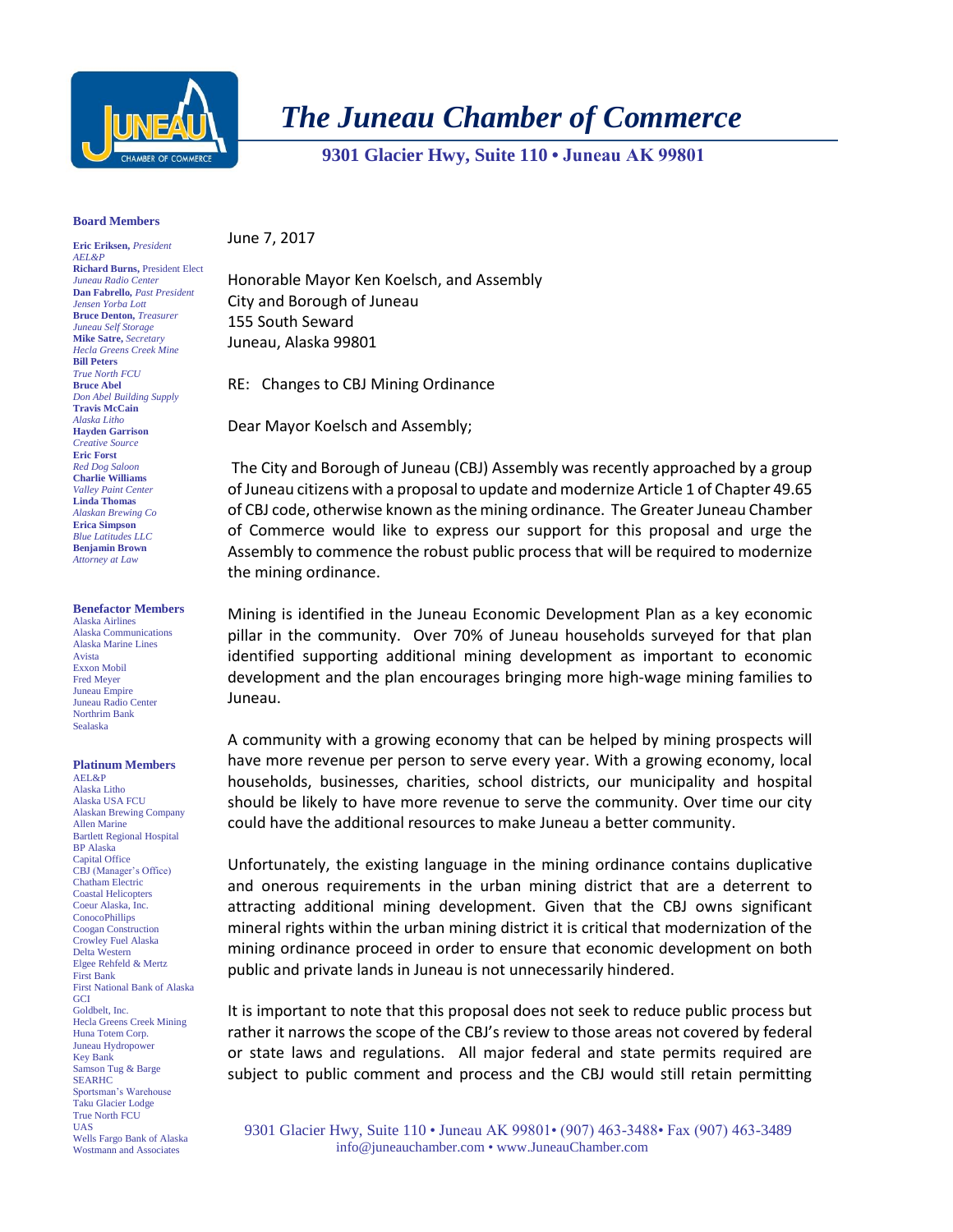# The Juneau Chamber of Commerce

**9301 Glacier Hwy, Suite 110 • Juneau AK 99801**

**Board Members**

**Eric Eriksen,** *President*
*AEL&P*
**Richard Burns,** President Elect
*Juneau Radio Center*
**Dan Fabrello,** *Past President*
*Jensen Yorba Lott*
**Bruce Denton,** *Treasurer*
*Juneau Self Storage*
**Mike Satre,** *Secretary*
*Hecla Greens Creek Mine*
**Bill Peters**
*True North FCU*
**Bruce Abel**
*Don Abel Building Supply*
**Travis McCain**
*Alaska Litho*
**Hayden Garrison**
*Creative Source*
**Eric Forst**
*Red Dog Saloon*
**Charlie Williams**
*Valley Paint Center*
**Linda Thomas**
*Alaskan Brewing Co*
**Erica Simpson**
*Blue Latitudes LLC*
**Benjamin Brown**
*Attorney at Law*

**Benefactor Members**

Alaska Airlines
Alaska Communications
Alaska Marine Lines
Avista
Exxon Mobil
Fred Meyer
Juneau Empire
Juneau Radio Center
Northrim Bank
Sealaska

**Platinum Members**

AEL&P
Alaska Litho
Alaska USA FCU
Alaskan Brewing Company
Allen Marine
Bartlett Regional Hospital
BP Alaska
Capital Office
CBJ (Manager's Office)
Chatham Electric
Coastal Helicopters
Coeur Alaska, Inc.
ConocoPhillips
Coogan Construction
Crowley Fuel Alaska
Delta Western
Elgee Rehfeld & Mertz
First Bank
First National Bank of Alaska
GCI
Goldbelt, Inc.
Hecla Greens Creek Mining
Huna Totem Corp.
Juneau Hydropower
Key Bank
Samson Tug & Barge
SEARHC
Sportsman's Warehouse
Taku Glacier Lodge
True North FCU
UAS
Wells Fargo Bank of Alaska
Wostmann and Associates

June 7, 2017

Honorable Mayor Ken Koelsch, and Assembly
City and Borough of Juneau
155 South Seward
Juneau, Alaska 99801

RE: Changes to CBJ Mining Ordinance

Dear Mayor Koelsch and Assembly;

The City and Borough of Juneau (CBJ) Assembly was recently approached by a group of Juneau citizens with a proposal to update and modernize Article 1 of Chapter 49.65 of CBJ code, otherwise known as the mining ordinance. The Greater Juneau Chamber of Commerce would like to express our support for this proposal and urge the Assembly to commence the robust public process that will be required to modernize the mining ordinance.

Mining is identified in the Juneau Economic Development Plan as a key economic pillar in the community. Over 70% of Juneau households surveyed for that plan identified supporting additional mining development as important to economic development and the plan encourages bringing more high-wage mining families to Juneau.

A community with a growing economy that can be helped by mining prospects will have more revenue per person to serve every year. With a growing economy, local households, businesses, charities, school districts, our municipality and hospital should be likely to have more revenue to serve the community. Over time our city could have the additional resources to make Juneau a better community.

Unfortunately, the existing language in the mining ordinance contains duplicative and onerous requirements in the urban mining district that are a deterrent to attracting additional mining development. Given that the CBJ owns significant mineral rights within the urban mining district it is critical that modernization of the mining ordinance proceed in order to ensure that economic development on both public and private lands in Juneau is not unnecessarily hindered.

It is important to note that this proposal does not seek to reduce public process but rather it narrows the scope of the CBJ's review to those areas not covered by federal or state laws and regulations. All major federal and state permits required are subject to public comment and process and the CBJ would still retain permitting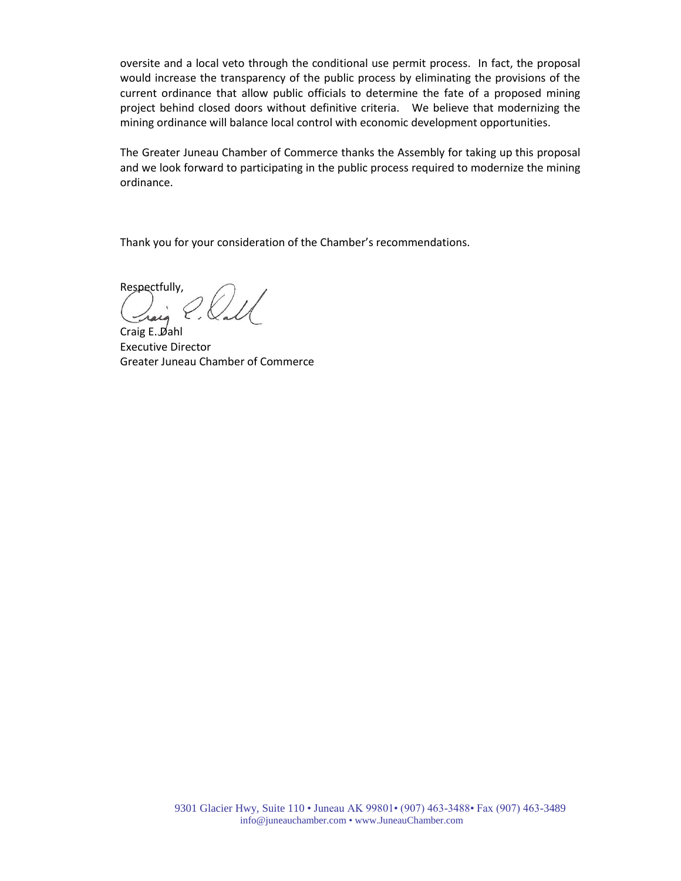oversite and a local veto through the conditional use permit process. In fact, the proposal would increase the transparency of the public process by eliminating the provisions of the current ordinance that allow public officials to determine the fate of a proposed mining project behind closed doors without definitive criteria. We believe that modernizing the mining ordinance will balance local control with economic development opportunities.

The Greater Juneau Chamber of Commerce thanks the Assembly for taking up this proposal and we look forward to participating in the public process required to modernize the mining ordinance.

Thank you for your consideration of the Chamber's recommendations.

Respectfully,

Craig E. Dahl
Executive Director
Greater Juneau Chamber of Commerce

9301 Glacier Hwy, Suite 110 • Juneau AK 99801• (907) 463-3488• Fax (907) 463-3489
info@juneauchamber.com • www.JuneauChamber.com